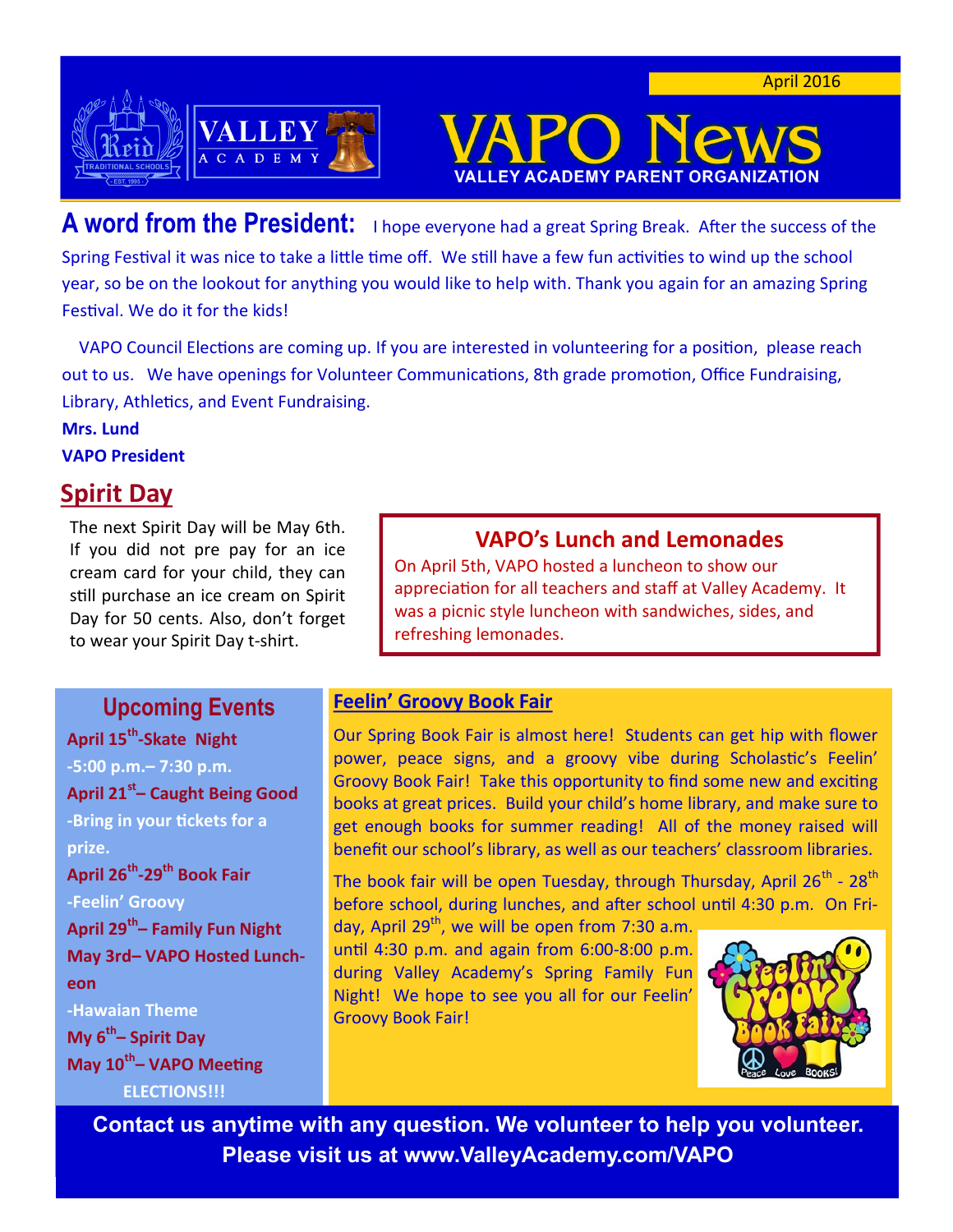April 2016

# VAPO News

**VALLEY ACADEMY PARENT ORGANIZATION**

## A word from the President:

I hope everyone had a great Spring Break. After the success of the Spring Festival it was nice to take a little time off. We still have a few fun activities to wind up the school year, so be on the lookout for anything you would like to help with. Thank you again for an amazing Spring Festival. We do it for the kids!

VAPO Council Elections are coming up. If you are interested in volunteering for a position, please reach out to us. We have openings for Volunteer Communications, 8th grade promotion, Office Fundraising, Library, Athletics, and Event Fundraising.

**Mrs. Lund**
**VAPO President**

## Spirit Day

The next Spirit Day will be May 6th. If you did not pre pay for an ice cream card for your child, they can still purchase an ice cream on Spirit Day for 50 cents. Also, don't forget to wear your Spirit Day t-shirt.

## VAPO's Lunch and Lemonades

On April 5th, VAPO hosted a luncheon to show our appreciation for all teachers and staff at Valley Academy. It was a picnic style luncheon with sandwiches, sides, and refreshing lemonades.

## Upcoming Events

**April 15th-Skate Night**
**-5:00 p.m.– 7:30 p.m.**
**April 21st– Caught Being Good**
**-Bring in your tickets for a prize.**
**April 26th-29th Book Fair**
**-Feelin' Groovy**
**April 29th– Family Fun Night**
**May 3rd– VAPO Hosted Luncheon**
**-Hawaian Theme**
**My 6th– Spirit Day**
**May 10th– VAPO Meeting**
**ELECTIONS!!!**

## Feelin' Groovy Book Fair

Our Spring Book Fair is almost here! Students can get hip with flower power, peace signs, and a groovy vibe during Scholastic's Feelin' Groovy Book Fair! Take this opportunity to find some new and exciting books at great prices. Build your child's home library, and make sure to get enough books for summer reading! All of the money raised will benefit our school's library, as well as our teachers' classroom libraries.

The book fair will be open Tuesday, through Thursday, April 26th - 28th before school, during lunches, and after school until 4:30 p.m. On Friday, April 29th, we will be open from 7:30 a.m. until 4:30 p.m. and again from 6:00-8:00 p.m. during Valley Academy's Spring Family Fun Night! We hope to see you all for our Feelin' Groovy Book Fair!

**Contact us anytime with any question. We volunteer to help you volunteer.**
**Please visit us at www.ValleyAcademy.com/VAPO**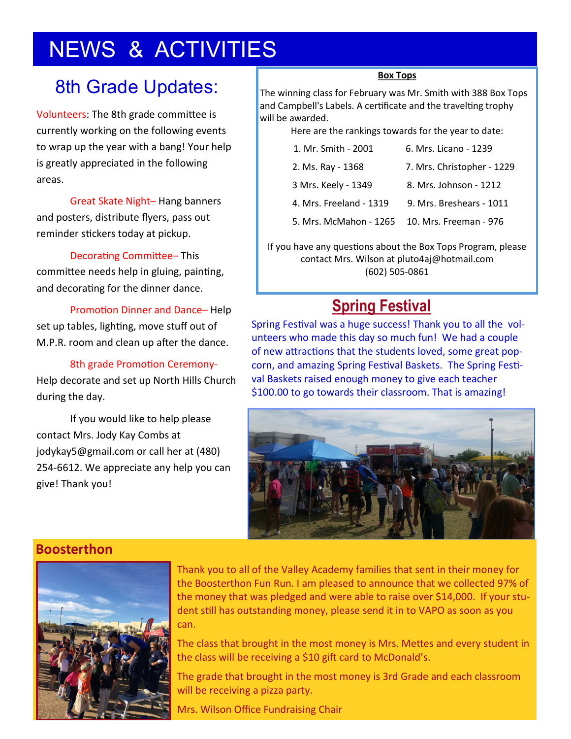# NEWS & ACTIVITIES

## 8th Grade Updates:

Volunteers: The 8th grade committee is currently working on the following events to wrap up the year with a bang! Your help is greatly appreciated in the following areas.

Great Skate Night– Hang banners and posters, distribute flyers, pass out reminder stickers today at pickup.

Decorating Committee– This committee needs help in gluing, painting, and decorating for the dinner dance.

Promotion Dinner and Dance– Help set up tables, lighting, move stuff out of M.P.R. room and clean up after the dance.

8th grade Promotion Ceremony- Help decorate and set up North Hills Church during the day.

If you would like to help please contact Mrs. Jody Kay Combs at jodykay5@gmail.com or call her at (480) 254-6612. We appreciate any help you can give! Thank you!

**Box Tops**

The winning class for February was Mr. Smith with 388 Box Tops and Campbell's Labels. A certificate and the traveltng trophy will be awarded.

Here are the rankings towards for the year to date:

| | |
|---|---|
| 1. Mr. Smith - 2001 | 6. Mrs. Licano - 1239 |
| 2. Ms. Ray - 1368 | 7. Mrs. Christopher - 1229 |
| 3 Mrs. Keely - 1349 | 8. Mrs. Johnson - 1212 |
| 4. Mrs. Freeland - 1319 | 9. Mrs. Breshears - 1011 |
| 5. Mrs. McMahon - 1265 | 10. Mrs. Freeman - 976 |

If you have any questions about the Box Tops Program, please contact Mrs. Wilson at pluto4aj@hotmail.com (602) 505-0861

## Spring Festival

Spring Festival was a huge success! Thank you to all the volunteers who made this day so much fun! We had a couple of new attractions that the students loved, some great popcorn, and amazing Spring Festival Baskets. The Spring Festival Baskets raised enough money to give each teacher $100.00 to go towards their classroom. That is amazing!

## Boosterthon

Thank you to all of the Valley Academy families that sent in their money for the Boosterthon Fun Run. I am pleased to announce that we collected 97% of the money that was pledged and were able to raise over $14,000. If your student still has outstanding money, please send it in to VAPO as soon as you can.

The class that brought in the most money is Mrs. Mettes and every student in the class will be receiving a $10 gift card to McDonald's.

The grade that brought in the most money is 3rd Grade and each classroom will be receiving a pizza party.

Mrs. Wilson Office Fundraising Chair